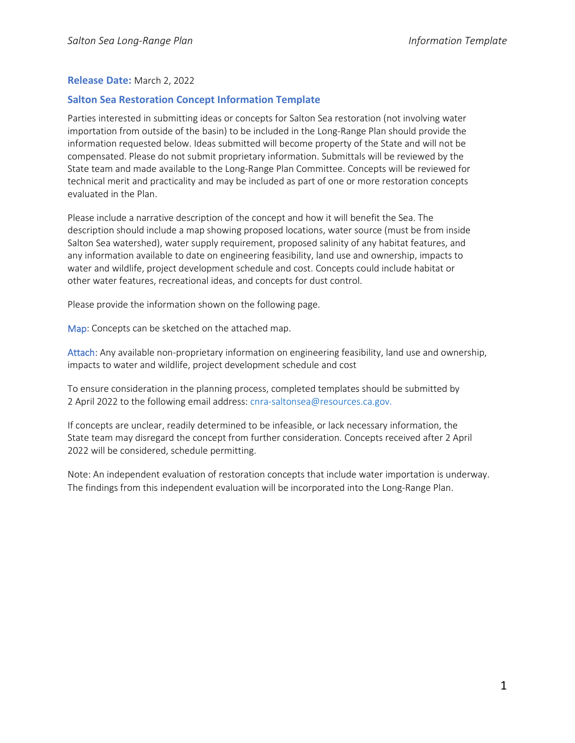**Release Date:** March 2, 2022

## Salton Sea Restoration Concept Information Template

Parties interested in submitting ideas or concepts for Salton Sea restoration (not involving water importation from outside of the basin) to be included in the Long-Range Plan should provide the information requested below. Ideas submitted will become property of the State and will not be compensated. Please do not submit proprietary information. Submittals will be reviewed by the State team and made available to the Long-Range Plan Committee. Concepts will be reviewed for technical merit and practicality and may be included as part of one or more restoration concepts evaluated in the Plan.

Please include a narrative description of the concept and how it will benefit the Sea. The description should include a map showing proposed locations, water source (must be from inside Salton Sea watershed), water supply requirement, proposed salinity of any habitat features, and any information available to date on engineering feasibility, land use and ownership, impacts to water and wildlife, project development schedule and cost. Concepts could include habitat or other water features, recreational ideas, and concepts for dust control.

Please provide the information shown on the following page.

Map: Concepts can be sketched on the attached map.

Attach: Any available non-proprietary information on engineering feasibility, land use and ownership, impacts to water and wildlife, project development schedule and cost

To ensure consideration in the planning process, completed templates should be submitted by 2 April 2022 to the following email address: cnra-saltonsea@resources.ca.gov.

If concepts are unclear, readily determined to be infeasible, or lack necessary information, the State team may disregard the concept from further consideration. Concepts received after 2 April 2022 will be considered, schedule permitting.

Note: An independent evaluation of restoration concepts that include water importation is underway. The findings from this independent evaluation will be incorporated into the Long-Range Plan.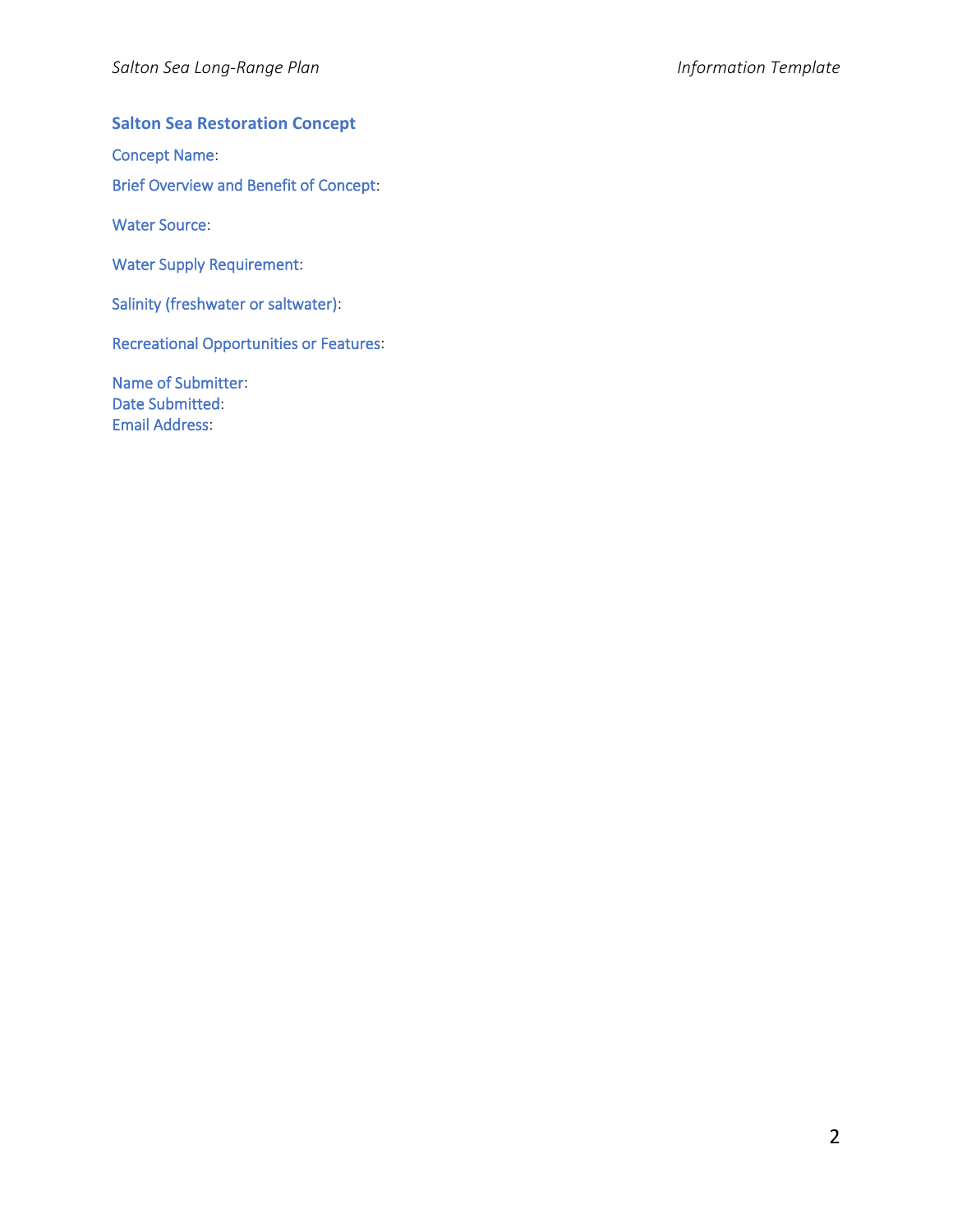## Salton Sea Restoration Concept

Concept Name:

Brief Overview and Benefit of Concept:

Water Source:

Water Supply Requirement:

Salinity (freshwater or saltwater):

Recreational Opportunities or Features:

Name of Submitter:
Date Submitted:
Email Address: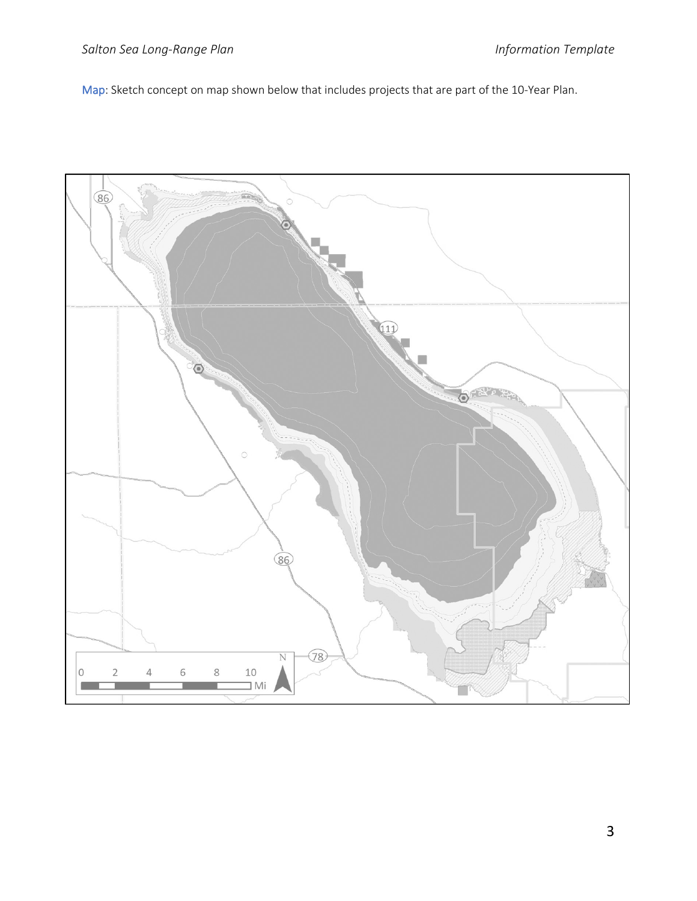Map: Sketch concept on map shown below that includes projects that are part of the 10-Year Plan.

86

111

86

78

0 2 4 6 8 10

Mi

N